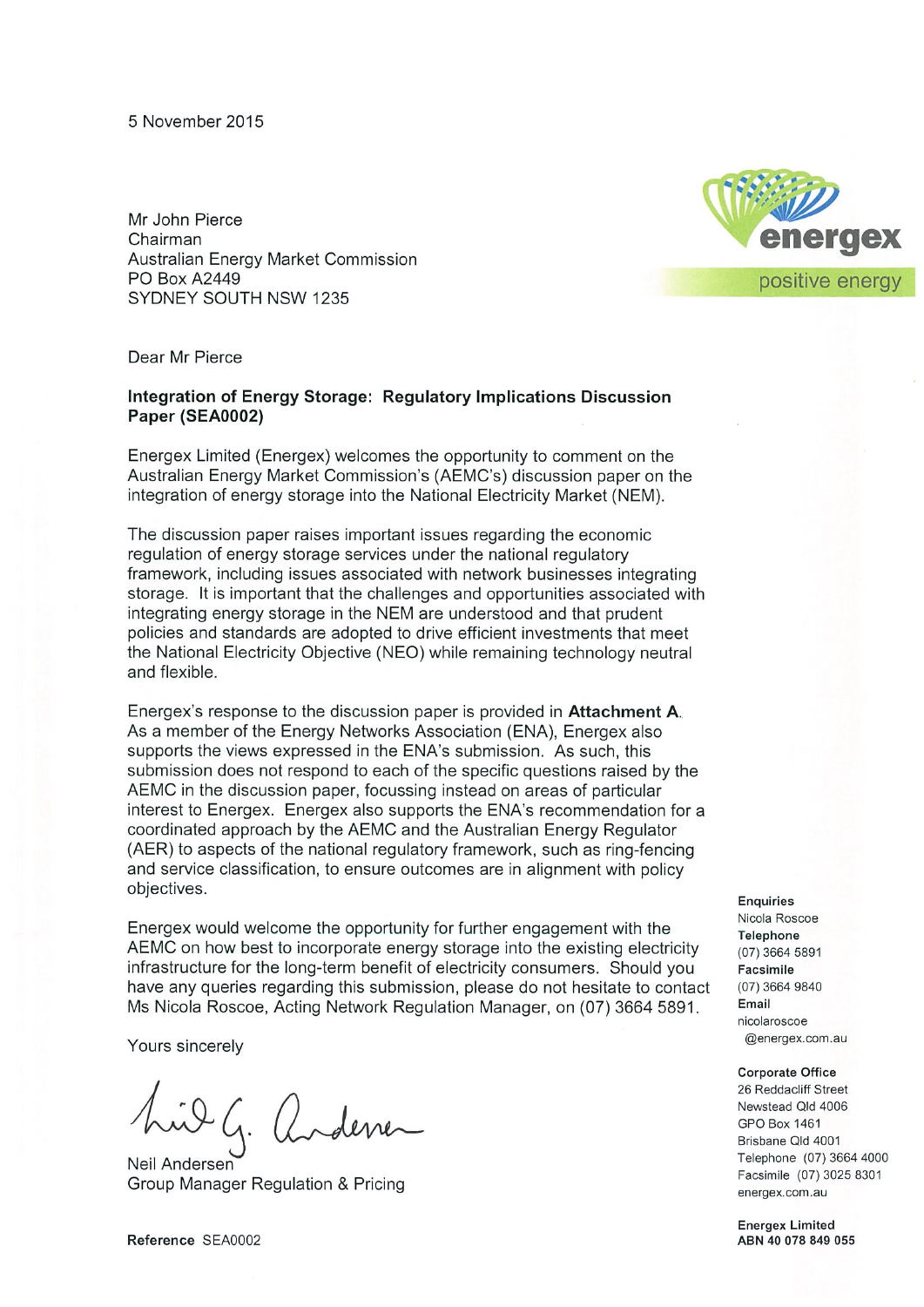5 November 2015

Mr John Pierce
Chairman
Australian Energy Market Commission
PO Box A2449
SYDNEY SOUTH NSW 1235

energex
positive energy

Dear Mr Pierce

**Integration of Energy Storage: Regulatory Implications Discussion Paper (SEA0002)**

Energex Limited (Energex) welcomes the opportunity to comment on the Australian Energy Market Commission's (AEMC's) discussion paper on the integration of energy storage into the National Electricity Market (NEM).

The discussion paper raises important issues regarding the economic regulation of energy storage services under the national regulatory framework, including issues associated with network businesses integrating storage. It is important that the challenges and opportunities associated with integrating energy storage in the NEM are understood and that prudent policies and standards are adopted to drive efficient investments that meet the National Electricity Objective (NEO) while remaining technology neutral and flexible.

Energex's response to the discussion paper is provided in **Attachment A**. As a member of the Energy Networks Association (ENA), Energex also supports the views expressed in the ENA's submission. As such, this submission does not respond to each of the specific questions raised by the AEMC in the discussion paper, focussing instead on areas of particular interest to Energex. Energex also supports the ENA's recommendation for a coordinated approach by the AEMC and the Australian Energy Regulator (AER) to aspects of the national regulatory framework, such as ring-fencing and service classification, to ensure outcomes are in alignment with policy objectives.

Energex would welcome the opportunity for further engagement with the AEMC on how best to incorporate energy storage into the existing electricity infrastructure for the long-term benefit of electricity consumers. Should you have any queries regarding this submission, please do not hesitate to contact Ms Nicola Roscoe, Acting Network Regulation Manager, on (07) 3664 5891.

Yours sincerely

Neil Andersen
Group Manager Regulation & Pricing

**Reference** SEA0002

**Enquiries**
Nicola Roscoe
**Telephone**
(07) 3664 5891
**Facsimile**
(07) 3664 9840
**Email**
nicolaroscoe@energex.com.au

**Corporate Office**
26 Reddacliff Street
Newstead Qld 4006
GPO Box 1461
Brisbane Qld 4001
Telephone (07) 3664 4000
Facsimile (07) 3025 8301
energex.com.au

**Energex Limited**
**ABN 40 078 849 055**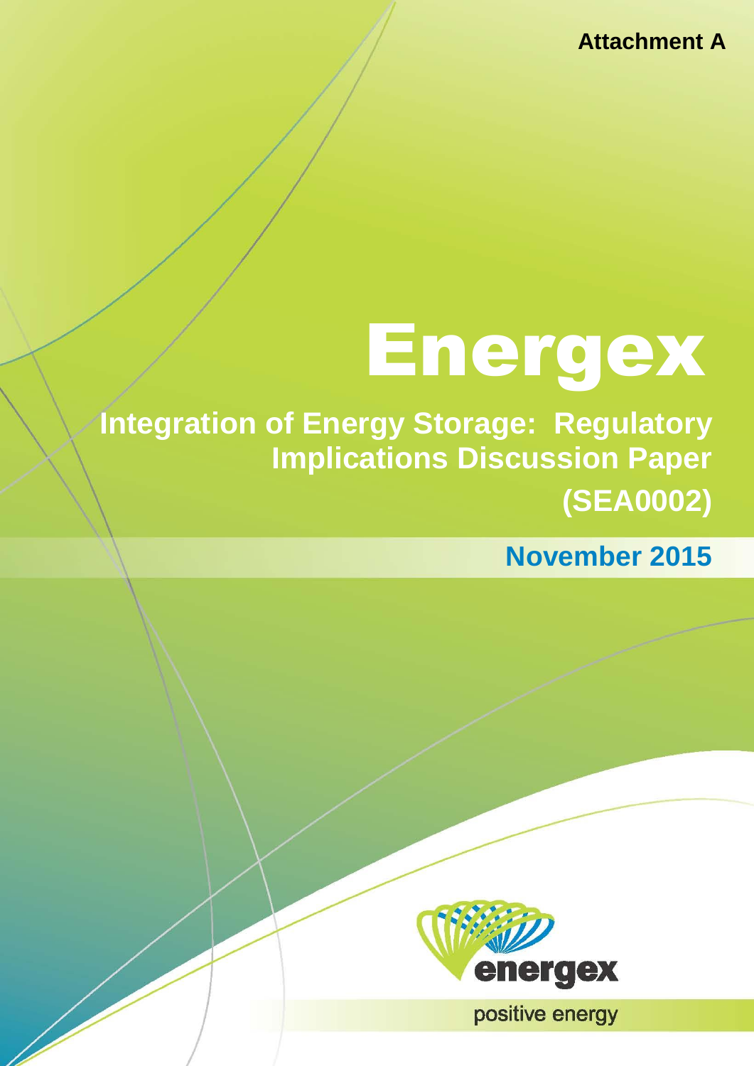Attachment A

# Energex

## Integration of Energy Storage: Regulatory Implications Discussion Paper (SEA0002)

**November 2015**

energex

positive energy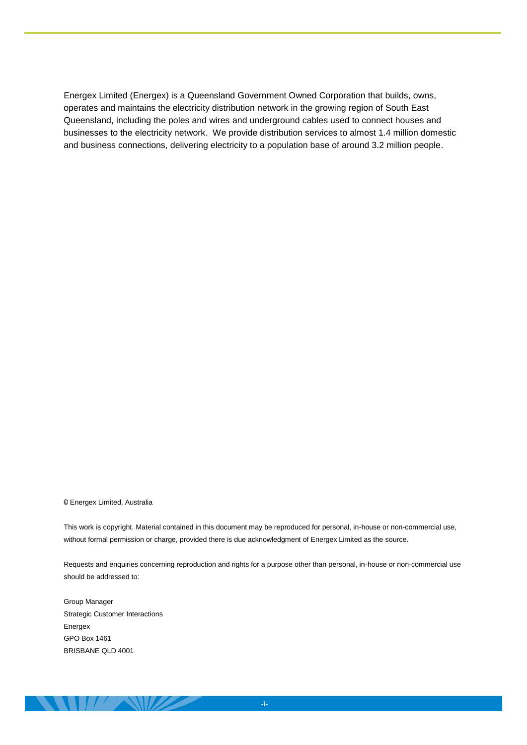Energex Limited (Energex) is a Queensland Government Owned Corporation that builds, owns, operates and maintains the electricity distribution network in the growing region of South East Queensland, including the poles and wires and underground cables used to connect houses and businesses to the electricity network. We provide distribution services to almost 1.4 million domestic and business connections, delivering electricity to a population base of around 3.2 million people.

© Energex Limited, Australia

This work is copyright. Material contained in this document may be reproduced for personal, in-house or non-commercial use, without formal permission or charge, provided there is due acknowledgment of Energex Limited as the source.

Requests and enquiries concerning reproduction and rights for a purpose other than personal, in-house or non-commercial use should be addressed to:

Group Manager
Strategic Customer Interactions
Energex
GPO Box 1461
BRISBANE QLD 4001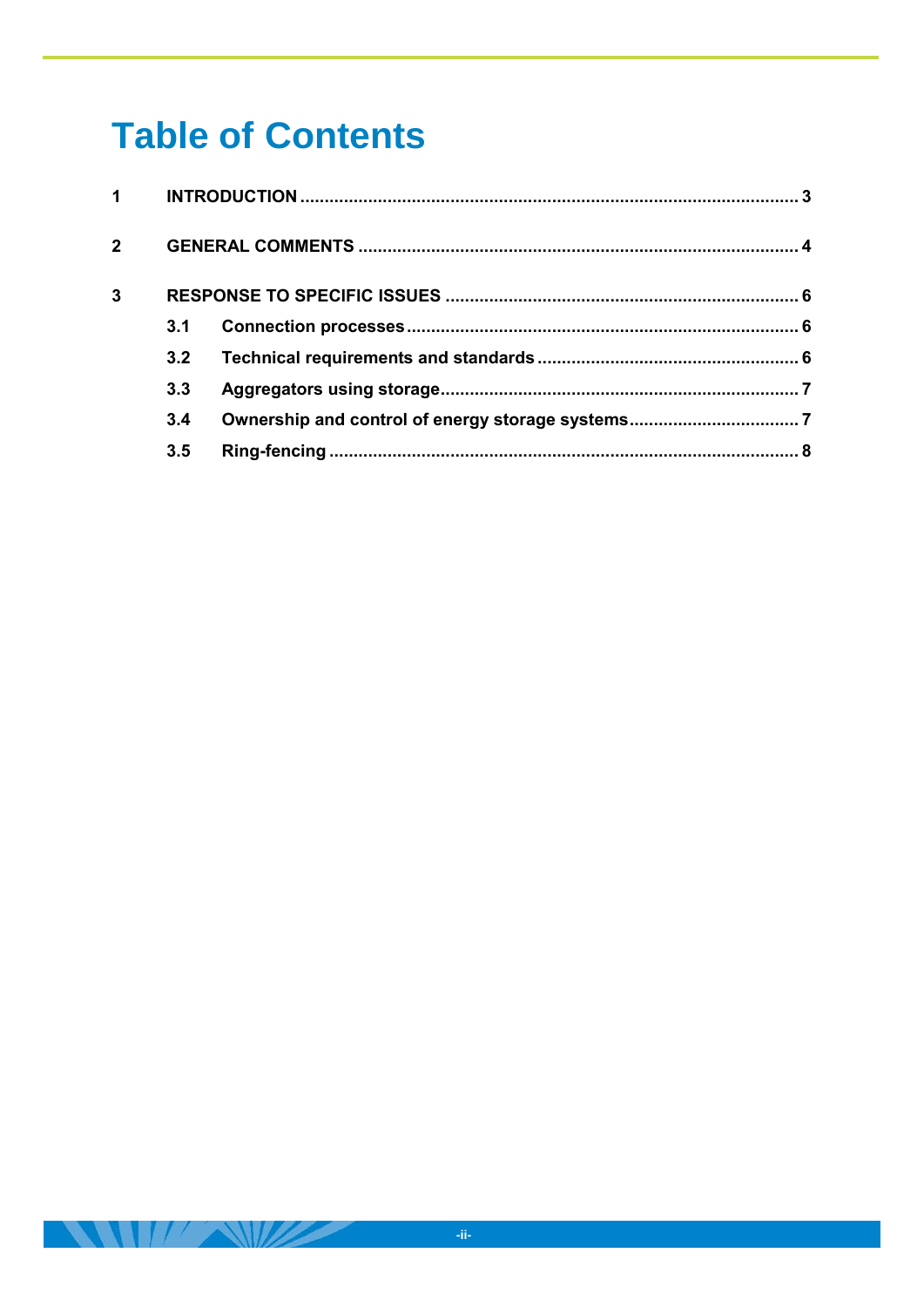# Table of Contents

1 INTRODUCTION ..................................................................................................... 3

2 GENERAL COMMENTS .......................................................................................... 4

3 RESPONSE TO SPECIFIC ISSUES ........................................................................ 6

- 3.1 Connection processes ................................................................................. 6
- 3.2 Technical requirements and standards ..................................................... 6
- 3.3 Aggregators using storage......................................................................... 7
- 3.4 Ownership and control of energy storage systems.................................. 7
- 3.5 Ring-fencing ................................................................................................ 8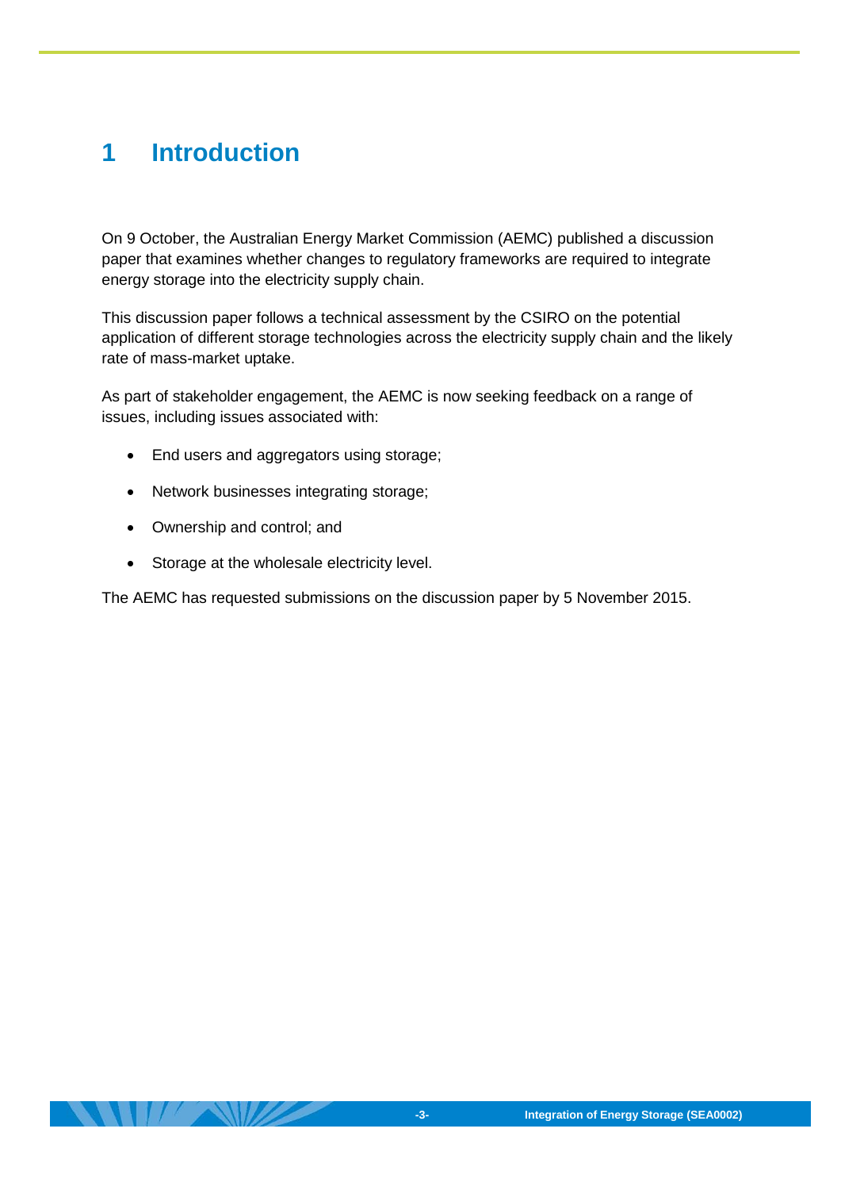# 1 Introduction

On 9 October, the Australian Energy Market Commission (AEMC) published a discussion paper that examines whether changes to regulatory frameworks are required to integrate energy storage into the electricity supply chain.

This discussion paper follows a technical assessment by the CSIRO on the potential application of different storage technologies across the electricity supply chain and the likely rate of mass-market uptake.

As part of stakeholder engagement, the AEMC is now seeking feedback on a range of issues, including issues associated with:

- End users and aggregators using storage;
- Network businesses integrating storage;
- Ownership and control; and
- Storage at the wholesale electricity level.

The AEMC has requested submissions on the discussion paper by 5 November 2015.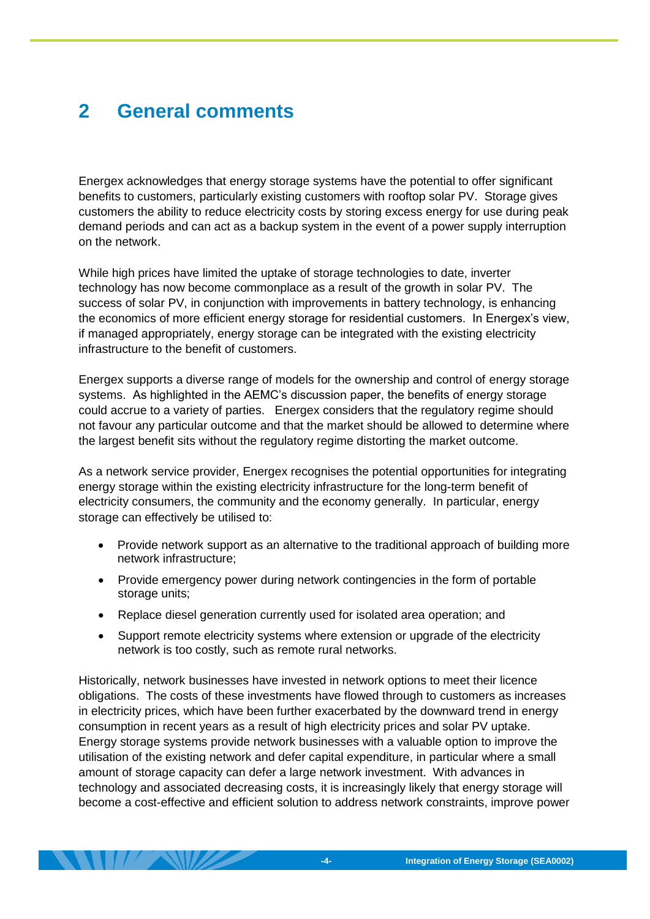# 2 General comments

Energex acknowledges that energy storage systems have the potential to offer significant benefits to customers, particularly existing customers with rooftop solar PV. Storage gives customers the ability to reduce electricity costs by storing excess energy for use during peak demand periods and can act as a backup system in the event of a power supply interruption on the network.

While high prices have limited the uptake of storage technologies to date, inverter technology has now become commonplace as a result of the growth in solar PV. The success of solar PV, in conjunction with improvements in battery technology, is enhancing the economics of more efficient energy storage for residential customers. In Energex's view, if managed appropriately, energy storage can be integrated with the existing electricity infrastructure to the benefit of customers.

Energex supports a diverse range of models for the ownership and control of energy storage systems. As highlighted in the AEMC's discussion paper, the benefits of energy storage could accrue to a variety of parties. Energex considers that the regulatory regime should not favour any particular outcome and that the market should be allowed to determine where the largest benefit sits without the regulatory regime distorting the market outcome.

As a network service provider, Energex recognises the potential opportunities for integrating energy storage within the existing electricity infrastructure for the long-term benefit of electricity consumers, the community and the economy generally. In particular, energy storage can effectively be utilised to:

- Provide network support as an alternative to the traditional approach of building more network infrastructure;
- Provide emergency power during network contingencies in the form of portable storage units;
- Replace diesel generation currently used for isolated area operation; and
- Support remote electricity systems where extension or upgrade of the electricity network is too costly, such as remote rural networks.

Historically, network businesses have invested in network options to meet their licence obligations. The costs of these investments have flowed through to customers as increases in electricity prices, which have been further exacerbated by the downward trend in energy consumption in recent years as a result of high electricity prices and solar PV uptake. Energy storage systems provide network businesses with a valuable option to improve the utilisation of the existing network and defer capital expenditure, in particular where a small amount of storage capacity can defer a large network investment. With advances in technology and associated decreasing costs, it is increasingly likely that energy storage will become a cost-effective and efficient solution to address network constraints, improve power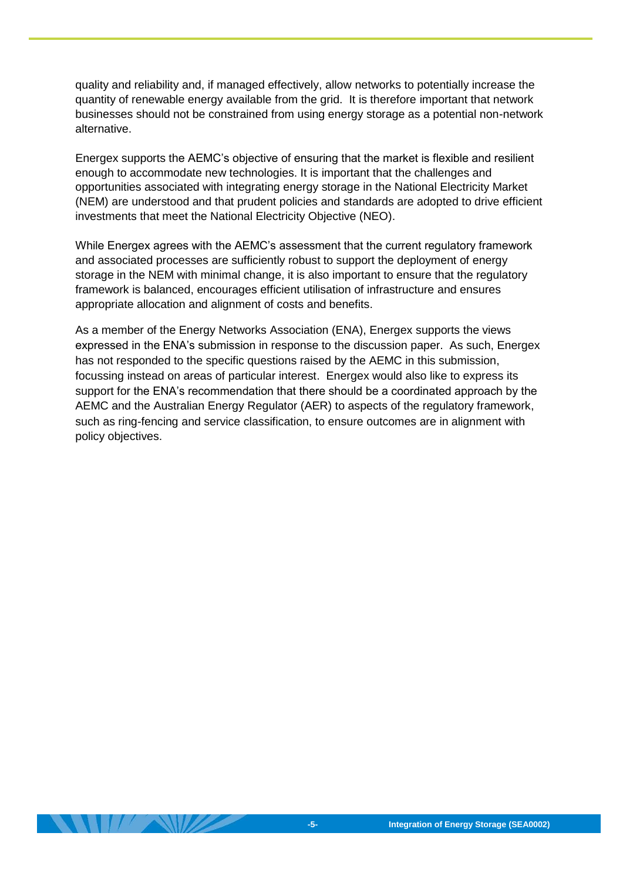quality and reliability and, if managed effectively, allow networks to potentially increase the quantity of renewable energy available from the grid. It is therefore important that network businesses should not be constrained from using energy storage as a potential non-network alternative.

Energex supports the AEMC's objective of ensuring that the market is flexible and resilient enough to accommodate new technologies. It is important that the challenges and opportunities associated with integrating energy storage in the National Electricity Market (NEM) are understood and that prudent policies and standards are adopted to drive efficient investments that meet the National Electricity Objective (NEO).

While Energex agrees with the AEMC's assessment that the current regulatory framework and associated processes are sufficiently robust to support the deployment of energy storage in the NEM with minimal change, it is also important to ensure that the regulatory framework is balanced, encourages efficient utilisation of infrastructure and ensures appropriate allocation and alignment of costs and benefits.

As a member of the Energy Networks Association (ENA), Energex supports the views expressed in the ENA's submission in response to the discussion paper. As such, Energex has not responded to the specific questions raised by the AEMC in this submission, focussing instead on areas of particular interest. Energex would also like to express its support for the ENA's recommendation that there should be a coordinated approach by the AEMC and the Australian Energy Regulator (AER) to aspects of the regulatory framework, such as ring-fencing and service classification, to ensure outcomes are in alignment with policy objectives.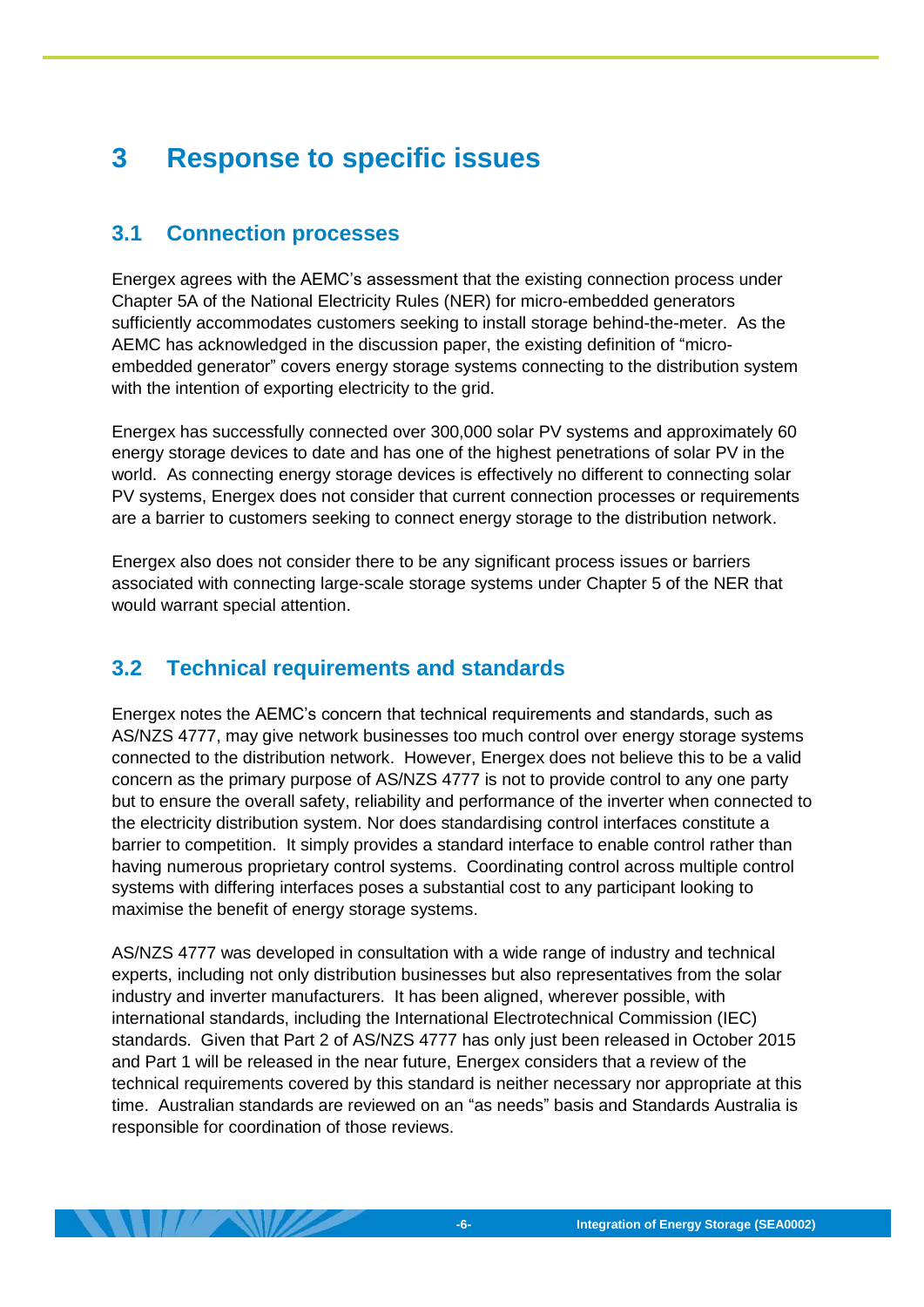# 3 Response to specific issues

## 3.1 Connection processes

Energex agrees with the AEMC's assessment that the existing connection process under Chapter 5A of the National Electricity Rules (NER) for micro-embedded generators sufficiently accommodates customers seeking to install storage behind-the-meter. As the AEMC has acknowledged in the discussion paper, the existing definition of "micro-embedded generator" covers energy storage systems connecting to the distribution system with the intention of exporting electricity to the grid.

Energex has successfully connected over 300,000 solar PV systems and approximately 60 energy storage devices to date and has one of the highest penetrations of solar PV in the world. As connecting energy storage devices is effectively no different to connecting solar PV systems, Energex does not consider that current connection processes or requirements are a barrier to customers seeking to connect energy storage to the distribution network.

Energex also does not consider there to be any significant process issues or barriers associated with connecting large-scale storage systems under Chapter 5 of the NER that would warrant special attention.

## 3.2 Technical requirements and standards

Energex notes the AEMC's concern that technical requirements and standards, such as AS/NZS 4777, may give network businesses too much control over energy storage systems connected to the distribution network. However, Energex does not believe this to be a valid concern as the primary purpose of AS/NZS 4777 is not to provide control to any one party but to ensure the overall safety, reliability and performance of the inverter when connected to the electricity distribution system. Nor does standardising control interfaces constitute a barrier to competition. It simply provides a standard interface to enable control rather than having numerous proprietary control systems. Coordinating control across multiple control systems with differing interfaces poses a substantial cost to any participant looking to maximise the benefit of energy storage systems.

AS/NZS 4777 was developed in consultation with a wide range of industry and technical experts, including not only distribution businesses but also representatives from the solar industry and inverter manufacturers. It has been aligned, wherever possible, with international standards, including the International Electrotechnical Commission (IEC) standards. Given that Part 2 of AS/NZS 4777 has only just been released in October 2015 and Part 1 will be released in the near future, Energex considers that a review of the technical requirements covered by this standard is neither necessary nor appropriate at this time. Australian standards are reviewed on an "as needs" basis and Standards Australia is responsible for coordination of those reviews.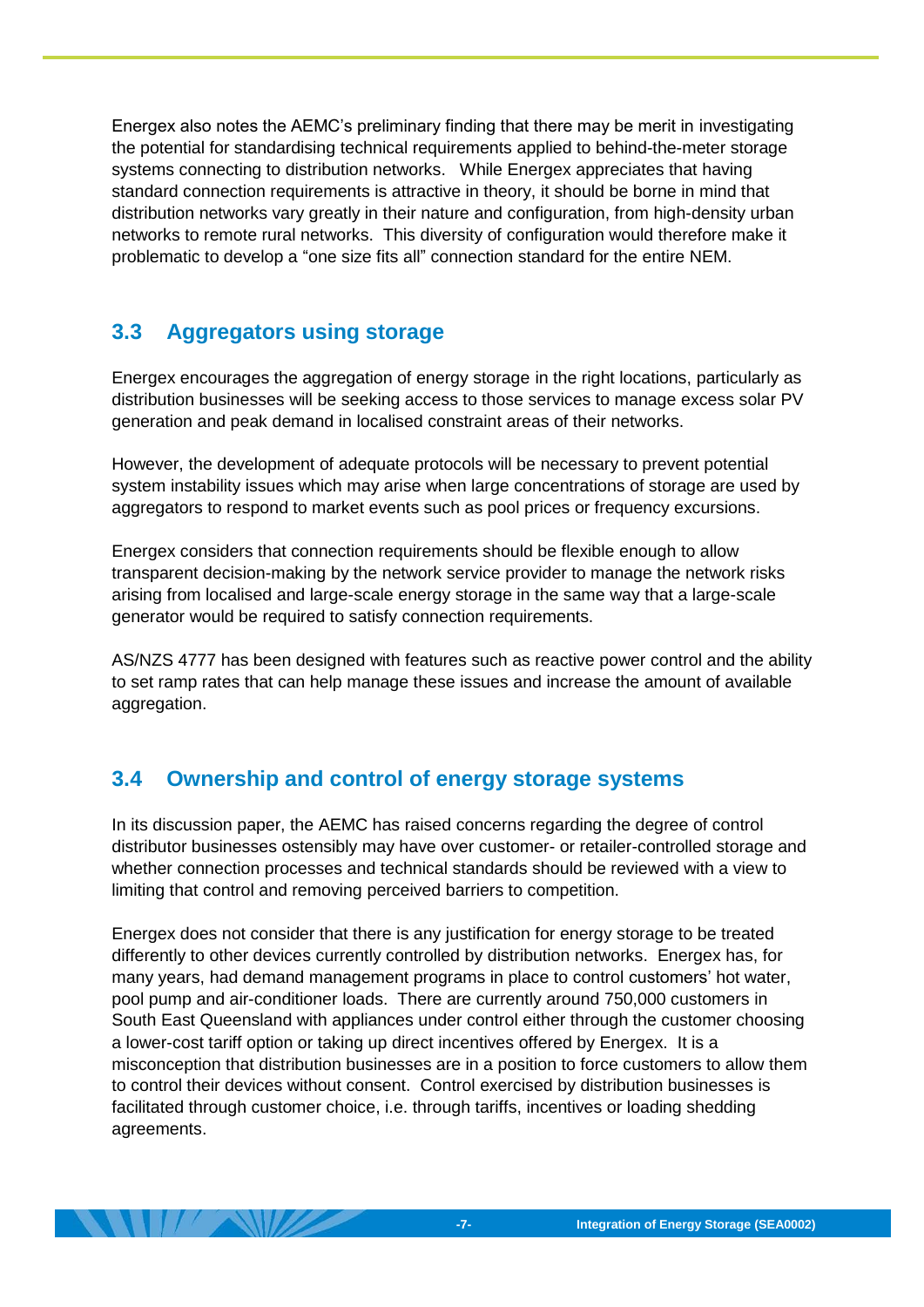Energex also notes the AEMC's preliminary finding that there may be merit in investigating the potential for standardising technical requirements applied to behind-the-meter storage systems connecting to distribution networks. While Energex appreciates that having standard connection requirements is attractive in theory, it should be borne in mind that distribution networks vary greatly in their nature and configuration, from high-density urban networks to remote rural networks. This diversity of configuration would therefore make it problematic to develop a "one size fits all" connection standard for the entire NEM.

## 3.3 Aggregators using storage

Energex encourages the aggregation of energy storage in the right locations, particularly as distribution businesses will be seeking access to those services to manage excess solar PV generation and peak demand in localised constraint areas of their networks.

However, the development of adequate protocols will be necessary to prevent potential system instability issues which may arise when large concentrations of storage are used by aggregators to respond to market events such as pool prices or frequency excursions.

Energex considers that connection requirements should be flexible enough to allow transparent decision-making by the network service provider to manage the network risks arising from localised and large-scale energy storage in the same way that a large-scale generator would be required to satisfy connection requirements.

AS/NZS 4777 has been designed with features such as reactive power control and the ability to set ramp rates that can help manage these issues and increase the amount of available aggregation.

## 3.4 Ownership and control of energy storage systems

In its discussion paper, the AEMC has raised concerns regarding the degree of control distributor businesses ostensibly may have over customer- or retailer-controlled storage and whether connection processes and technical standards should be reviewed with a view to limiting that control and removing perceived barriers to competition.

Energex does not consider that there is any justification for energy storage to be treated differently to other devices currently controlled by distribution networks. Energex has, for many years, had demand management programs in place to control customers' hot water, pool pump and air-conditioner loads. There are currently around 750,000 customers in South East Queensland with appliances under control either through the customer choosing a lower-cost tariff option or taking up direct incentives offered by Energex. It is a misconception that distribution businesses are in a position to force customers to allow them to control their devices without consent. Control exercised by distribution businesses is facilitated through customer choice, i.e. through tariffs, incentives or loading shedding agreements.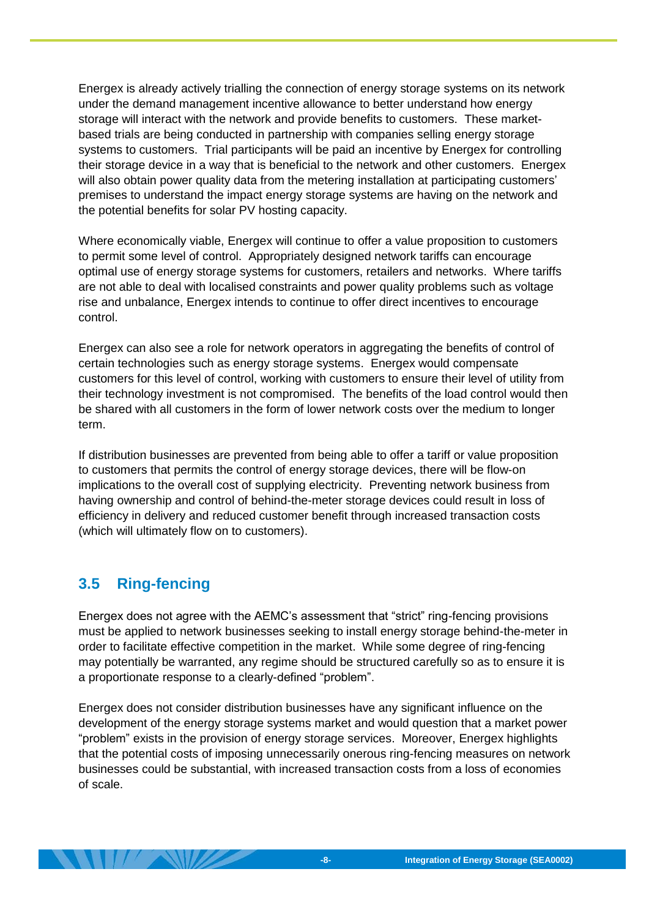Energex is already actively trialling the connection of energy storage systems on its network under the demand management incentive allowance to better understand how energy storage will interact with the network and provide benefits to customers. These market-based trials are being conducted in partnership with companies selling energy storage systems to customers. Trial participants will be paid an incentive by Energex for controlling their storage device in a way that is beneficial to the network and other customers. Energex will also obtain power quality data from the metering installation at participating customers' premises to understand the impact energy storage systems are having on the network and the potential benefits for solar PV hosting capacity.

Where economically viable, Energex will continue to offer a value proposition to customers to permit some level of control. Appropriately designed network tariffs can encourage optimal use of energy storage systems for customers, retailers and networks. Where tariffs are not able to deal with localised constraints and power quality problems such as voltage rise and unbalance, Energex intends to continue to offer direct incentives to encourage control.

Energex can also see a role for network operators in aggregating the benefits of control of certain technologies such as energy storage systems. Energex would compensate customers for this level of control, working with customers to ensure their level of utility from their technology investment is not compromised. The benefits of the load control would then be shared with all customers in the form of lower network costs over the medium to longer term.

If distribution businesses are prevented from being able to offer a tariff or value proposition to customers that permits the control of energy storage devices, there will be flow-on implications to the overall cost of supplying electricity. Preventing network business from having ownership and control of behind-the-meter storage devices could result in loss of efficiency in delivery and reduced customer benefit through increased transaction costs (which will ultimately flow on to customers).

## 3.5 Ring-fencing

Energex does not agree with the AEMC's assessment that "strict" ring-fencing provisions must be applied to network businesses seeking to install energy storage behind-the-meter in order to facilitate effective competition in the market. While some degree of ring-fencing may potentially be warranted, any regime should be structured carefully so as to ensure it is a proportionate response to a clearly-defined "problem".

Energex does not consider distribution businesses have any significant influence on the development of the energy storage systems market and would question that a market power "problem" exists in the provision of energy storage services. Moreover, Energex highlights that the potential costs of imposing unnecessarily onerous ring-fencing measures on network businesses could be substantial, with increased transaction costs from a loss of economies of scale.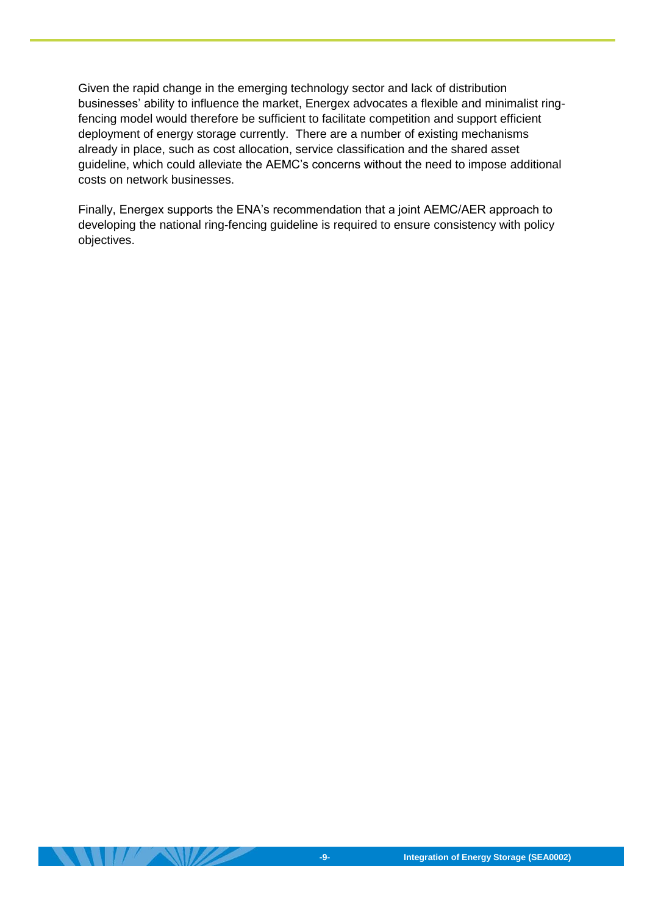Given the rapid change in the emerging technology sector and lack of distribution businesses' ability to influence the market, Energex advocates a flexible and minimalist ring-fencing model would therefore be sufficient to facilitate competition and support efficient deployment of energy storage currently. There are a number of existing mechanisms already in place, such as cost allocation, service classification and the shared asset guideline, which could alleviate the AEMC's concerns without the need to impose additional costs on network businesses.

Finally, Energex supports the ENA's recommendation that a joint AEMC/AER approach to developing the national ring-fencing guideline is required to ensure consistency with policy objectives.